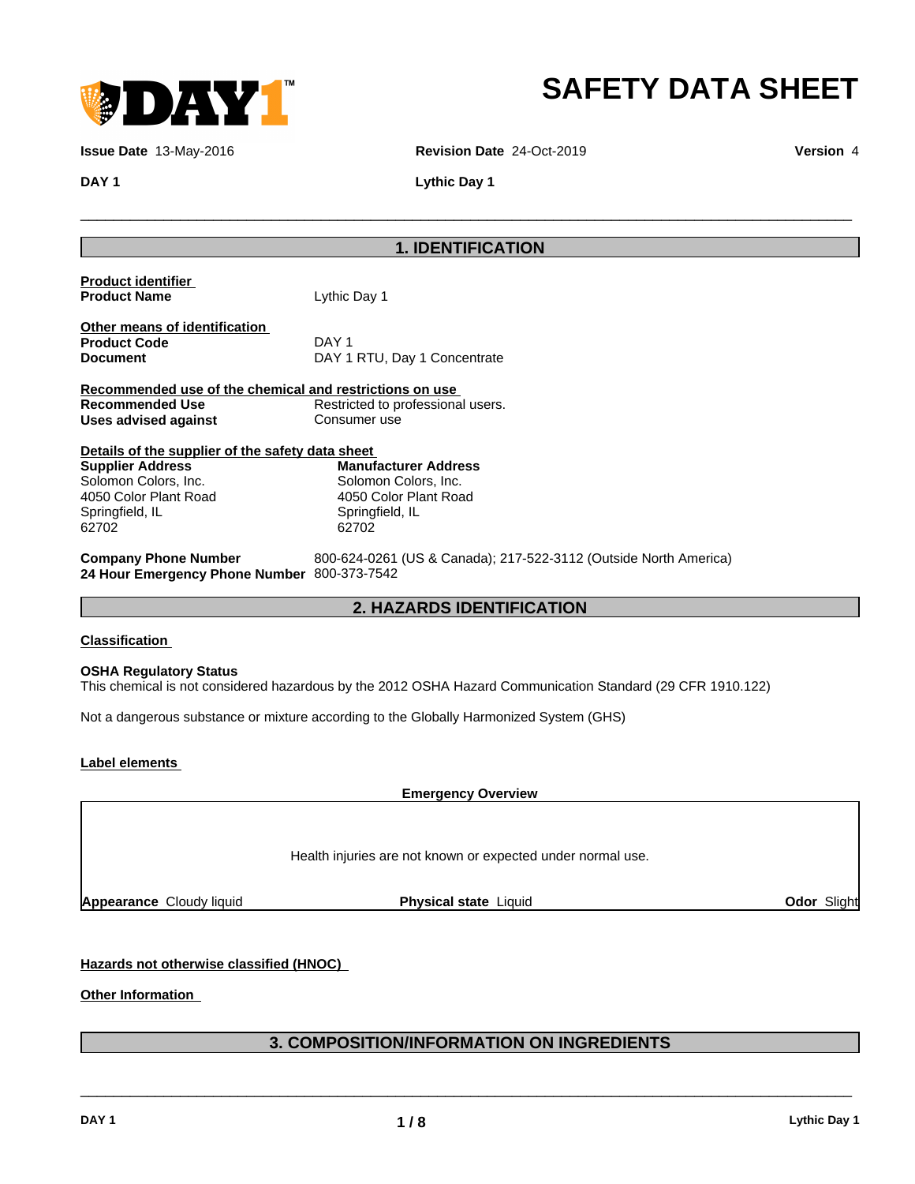# SAFETY DATA SHEET

**Issue Date** 13-May-2016  **Revision Date** 24-Oct-2019  **Version** 4

**DAY 1**  **Lythic Day 1**

## 1. IDENTIFICATION

**Product identifier**

| | |
|---|---|
| **Product Name** | Lythic Day 1 |

**Other means of identification**

| | |
|---|---|
| **Product Code** | DAY 1 |
| **Document** | DAY 1 RTU, Day 1 Concentrate |

**Recommended use of the chemical and restrictions on use**

| | |
|---|---|
| **Recommended Use** | Restricted to professional users. |
| **Uses advised against** | Consumer use |

**Details of the supplier of the safety data sheet**

| **Supplier Address** | **Manufacturer Address** |
|---|---|
| Solomon Colors, Inc.<br>4050 Color Plant Road<br>Springfield, IL<br>62702 | Solomon Colors, Inc.<br>4050 Color Plant Road<br>Springfield, IL<br>62702 |

| | |
|---|---|
| **Company Phone Number** | 800-624-0261 (US & Canada); 217-522-3112 (Outside North America) |
| **24 Hour Emergency Phone Number** | 800-373-7542 |

## 2. HAZARDS IDENTIFICATION

**Classification**

**OSHA Regulatory Status**

This chemical is not considered hazardous by the 2012 OSHA Hazard Communication Standard (29 CFR 1910.122)

Not a dangerous substance or mixture according to the Globally Harmonized System (GHS)

**Label elements**

**Emergency Overview**

Health injuries are not known or expected under normal use.

**Appearance** Cloudy liquid  **Physical state** Liquid  **Odor** Slight

**Hazards not otherwise classified (HNOC)**

**Other Information**

## 3. COMPOSITION/INFORMATION ON INGREDIENTS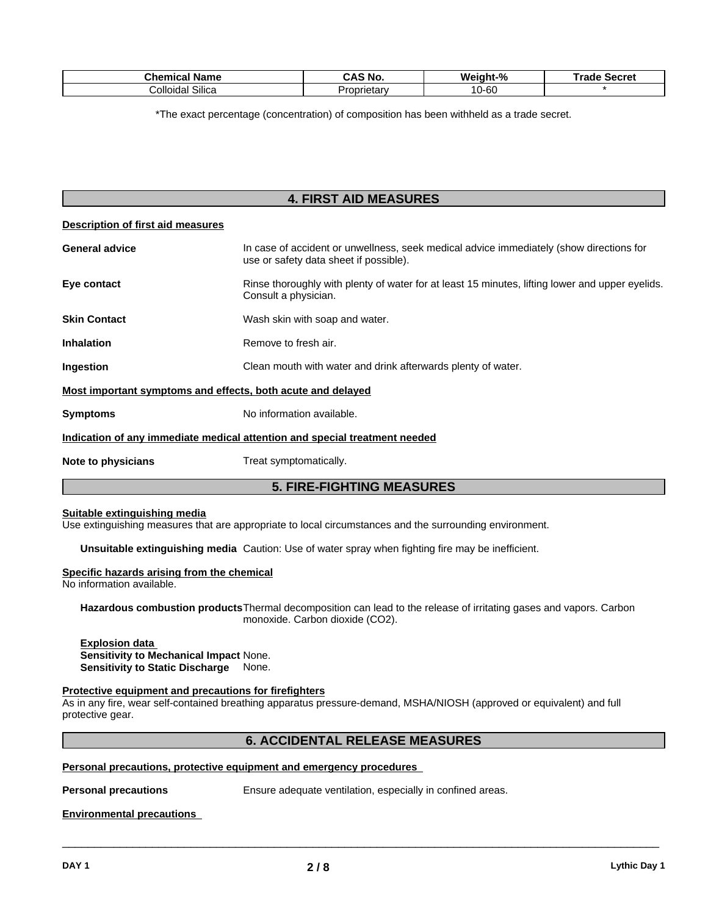| Chemical Name | CAS No. | Weight-% | Trade Secret |
|---|---|---|---|
| Colloidal Silica | Proprietary | 10-60 | * |

*The exact percentage (concentration) of composition has been withheld as a trade secret.

## 4. FIRST AID MEASURES

**Description of first aid measures**

**General advice** In case of accident or unwellness, seek medical advice immediately (show directions for use or safety data sheet if possible).

**Eye contact** Rinse thoroughly with plenty of water for at least 15 minutes, lifting lower and upper eyelids. Consult a physician.

**Skin Contact** Wash skin with soap and water.

**Inhalation** Remove to fresh air.

**Ingestion** Clean mouth with water and drink afterwards plenty of water.

**Most important symptoms and effects, both acute and delayed**

**Symptoms** No information available.

**Indication of any immediate medical attention and special treatment needed**

**Note to physicians** Treat symptomatically.

## 5. FIRE-FIGHTING MEASURES

**Suitable extinguishing media**

Use extinguishing measures that are appropriate to local circumstances and the surrounding environment.

**Unsuitable extinguishing media** Caution: Use of water spray when fighting fire may be inefficient.

**Specific hazards arising from the chemical**

No information available.

**Hazardous combustion products** Thermal decomposition can lead to the release of irritating gases and vapors. Carbon monoxide. Carbon dioxide ($CO_2$).

**Explosion data**

**Sensitivity to Mechanical Impact** None.

**Sensitivity to Static Discharge** None.

**Protective equipment and precautions for firefighters**

As in any fire, wear self-contained breathing apparatus pressure-demand, MSHA/NIOSH (approved or equivalent) and full protective gear.

## 6. ACCIDENTAL RELEASE MEASURES

**Personal precautions, protective equipment and emergency procedures**

**Personal precautions** Ensure adequate ventilation, especially in confined areas.

**Environmental precautions**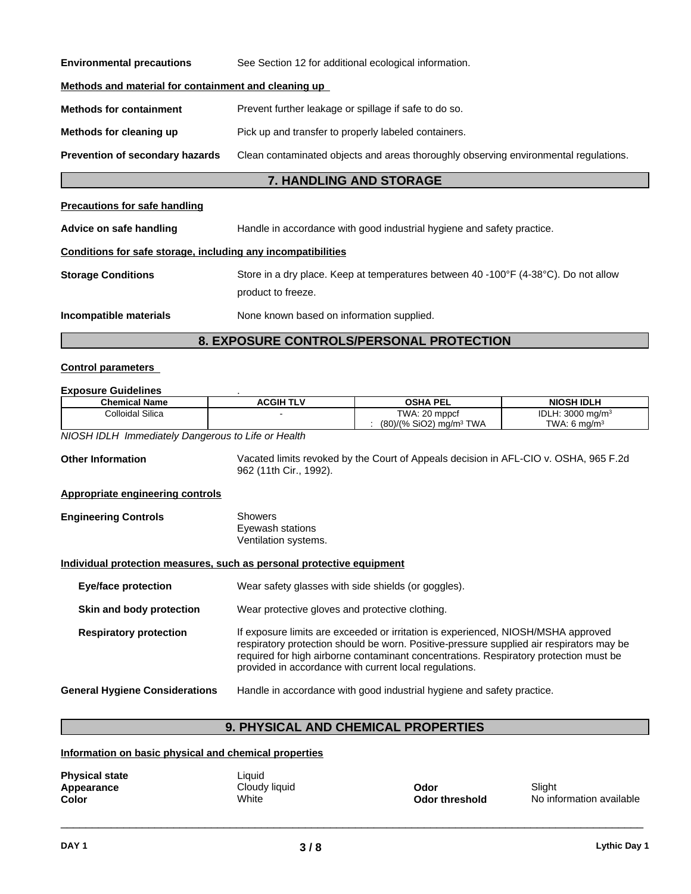**Environmental precautions** See Section 12 for additional ecological information.

**Methods and material for containment and cleaning up**

**Methods for containment** Prevent further leakage or spillage if safe to do so.

**Methods for cleaning up** Pick up and transfer to properly labeled containers.

**Prevention of secondary hazards** Clean contaminated objects and areas thoroughly observing environmental regulations.

## 7. HANDLING AND STORAGE

**Precautions for safe handling**

**Advice on safe handling** Handle in accordance with good industrial hygiene and safety practice.

**Conditions for safe storage, including any incompatibilities**

**Storage Conditions** Store in a dry place. Keep at temperatures between 40 -100°F (4-38°C). Do not allow product to freeze.

**Incompatible materials** None known based on information supplied.

## 8. EXPOSURE CONTROLS/PERSONAL PROTECTION

**Control parameters**

**Exposure Guidelines** .

| Chemical Name | ACGIH TLV | OSHA PEL | NIOSH IDLH |
|---|---|---|---|
| Colloidal Silica | - | TWA: 20 mppcf<br>: (80)/(% $SiO_2$) mg/m³ TWA | IDLH: 3000 mg/m³<br>TWA: 6 mg/m³ |

*NIOSH IDLH Immediately Dangerous to Life or Health*

**Other Information** Vacated limits revoked by the Court of Appeals decision in AFL-CIO v. OSHA, 965 F.2d 962 (11th Cir., 1992).

**Appropriate engineering controls**

**Engineering Controls** Showers
Eyewash stations
Ventilation systems.

**Individual protection measures, such as personal protective equipment**

**Eye/face protection** Wear safety glasses with side shields (or goggles).

**Skin and body protection** Wear protective gloves and protective clothing.

**Respiratory protection** If exposure limits are exceeded or irritation is experienced, NIOSH/MSHA approved respiratory protection should be worn. Positive-pressure supplied air respirators may be required for high airborne contaminant concentrations. Respiratory protection must be provided in accordance with current local regulations.

**General Hygiene Considerations** Handle in accordance with good industrial hygiene and safety practice.

## 9. PHYSICAL AND CHEMICAL PROPERTIES

**Information on basic physical and chemical properties**

**Physical state** Liquid
**Appearance** Cloudy liquid
**Color** White
**Odor** Slight
**Odor threshold** No information available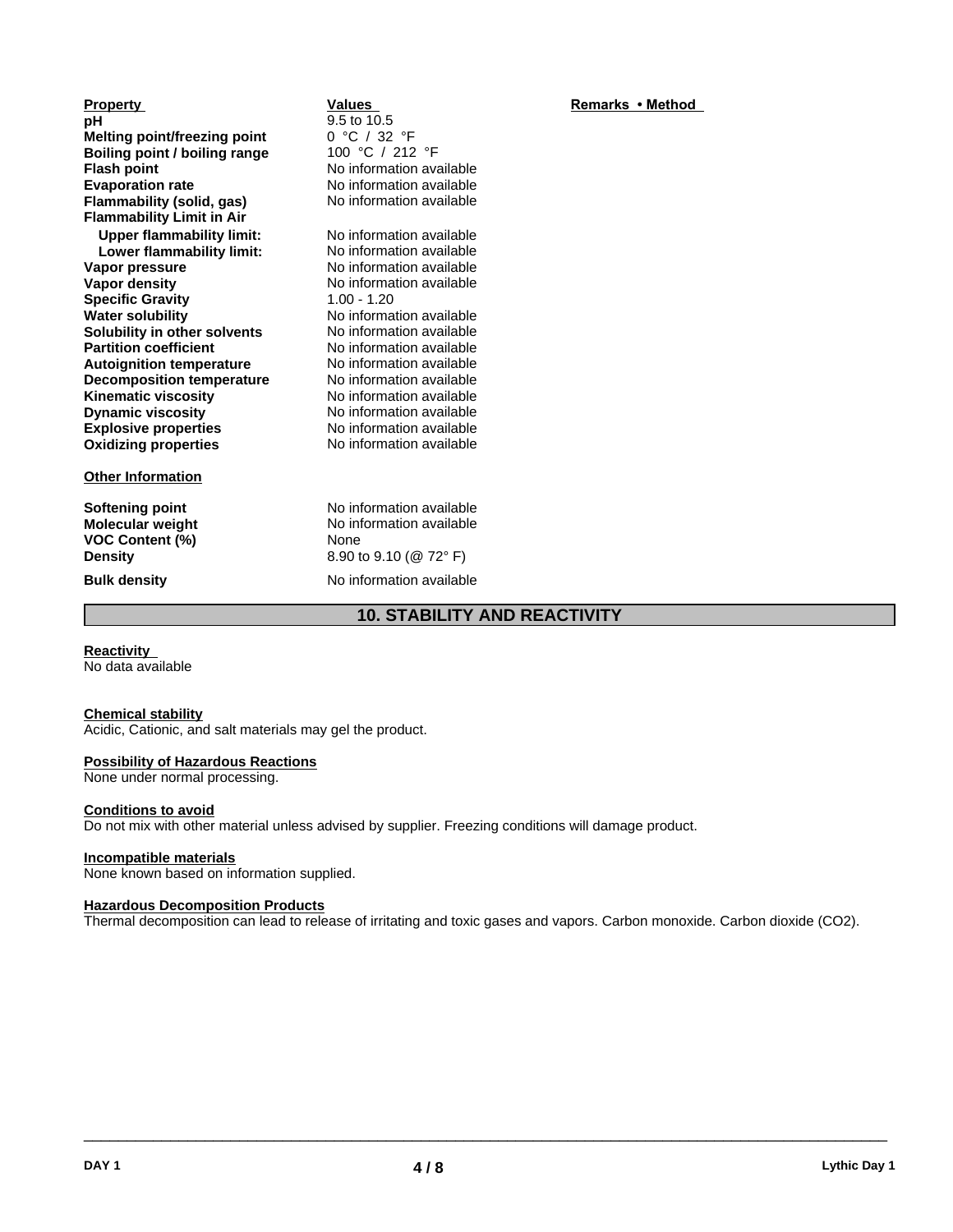| Property | Values | Remarks • Method |
| --- | --- | --- |
| **pH** | 9.5 to 10.5 | |
| **Melting point/freezing point** | 0 °C / 32 °F | |
| **Boiling point / boiling range** | 100 °C / 212 °F | |
| **Flash point** | No information available | |
| **Evaporation rate** | No information available | |
| **Flammability (solid, gas)** | No information available | |
| **Flammability Limit in Air** | | |
| **Upper flammability limit:** | No information available | |
| **Lower flammability limit:** | No information available | |
| **Vapor pressure** | No information available | |
| **Vapor density** | No information available | |
| **Specific Gravity** | 1.00 - 1.20 | |
| **Water solubility** | No information available | |
| **Solubility in other solvents** | No information available | |
| **Partition coefficient** | No information available | |
| **Autoignition temperature** | No information available | |
| **Decomposition temperature** | No information available | |
| **Kinematic viscosity** | No information available | |
| **Dynamic viscosity** | No information available | |
| **Explosive properties** | No information available | |
| **Oxidizing properties** | No information available | |

**Other Information**

| | |
| --- | --- |
| **Softening point** | No information available |
| **Molecular weight** | No information available |
| **VOC Content (%)** | None |
| **Density** | 8.90 to 9.10 (@ 72° F) |
| **Bulk density** | No information available |

## 10. STABILITY AND REACTIVITY

**Reactivity**
No data available

**Chemical stability**
Acidic, Cationic, and salt materials may gel the product.

**Possibility of Hazardous Reactions**
None under normal processing.

**Conditions to avoid**
Do not mix with other material unless advised by supplier. Freezing conditions will damage product.

**Incompatible materials**
None known based on information supplied.

**Hazardous Decomposition Products**
Thermal decomposition can lead to release of irritating and toxic gases and vapors. Carbon monoxide. Carbon dioxide ($CO_2$).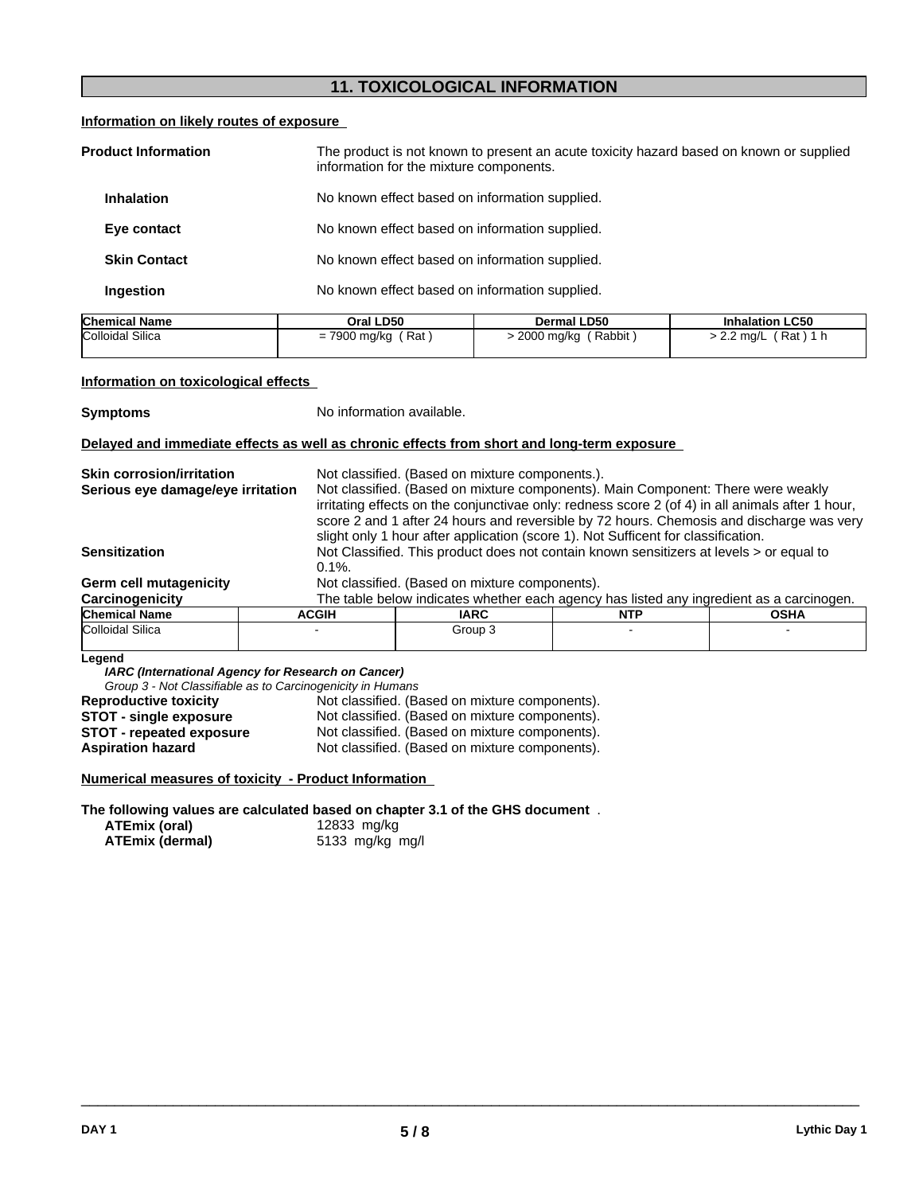## 11. TOXICOLOGICAL INFORMATION

**Information on likely routes of exposure**

**Product Information** The product is not known to present an acute toxicity hazard based on known or supplied information for the mixture components.

**Inhalation** No known effect based on information supplied.

**Eye contact** No known effect based on information supplied.

**Skin Contact** No known effect based on information supplied.

**Ingestion** No known effect based on information supplied.

| Chemical Name | Oral LD50 | Dermal LD50 | Inhalation LC50 |
|---|---|---|---|
| Colloidal Silica | = 7900 mg/kg ( Rat ) | > 2000 mg/kg ( Rabbit ) | > 2.2 mg/L ( Rat ) 1 h |

**Information on toxicological effects**

**Symptoms** No information available.

**Delayed and immediate effects as well as chronic effects from short and long-term exposure**

**Skin corrosion/irritation** Not classified. (Based on mixture components.).

**Serious eye damage/eye irritation** Not classified. (Based on mixture components). Main Component: There were weakly irritating effects on the conjunctivae only: redness score 2 (of 4) in all animals after 1 hour, score 2 and 1 after 24 hours and reversible by 72 hours. Chemosis and discharge was very slight only 1 hour after application (score 1). Not Sufficent for classification.

**Sensitization** Not Classified. This product does not contain known sensitizers at levels > or equal to 0.1%.

**Germ cell mutagenicity** Not classified. (Based on mixture components).

**Carcinogenicity** The table below indicates whether each agency has listed any ingredient as a carcinogen.

| Chemical Name | ACGIH | IARC | NTP | OSHA |
|---|---|---|---|---|
| Colloidal Silica | - | Group 3 | - | - |

**Legend**

***IARC (International Agency for Research on Cancer)***

*Group 3 - Not Classifiable as to Carcinogenicity in Humans*

**Reproductive toxicity** Not classified. (Based on mixture components).

**STOT - single exposure** Not classified. (Based on mixture components).

**STOT - repeated exposure** Not classified. (Based on mixture components).

**Aspiration hazard** Not classified. (Based on mixture components).

**Numerical measures of toxicity - Product Information**

**The following values are calculated based on chapter 3.1 of the GHS document** .

**ATEmix (oral)** 12833 mg/kg

**ATEmix (dermal)** 5133 mg/kg mg/l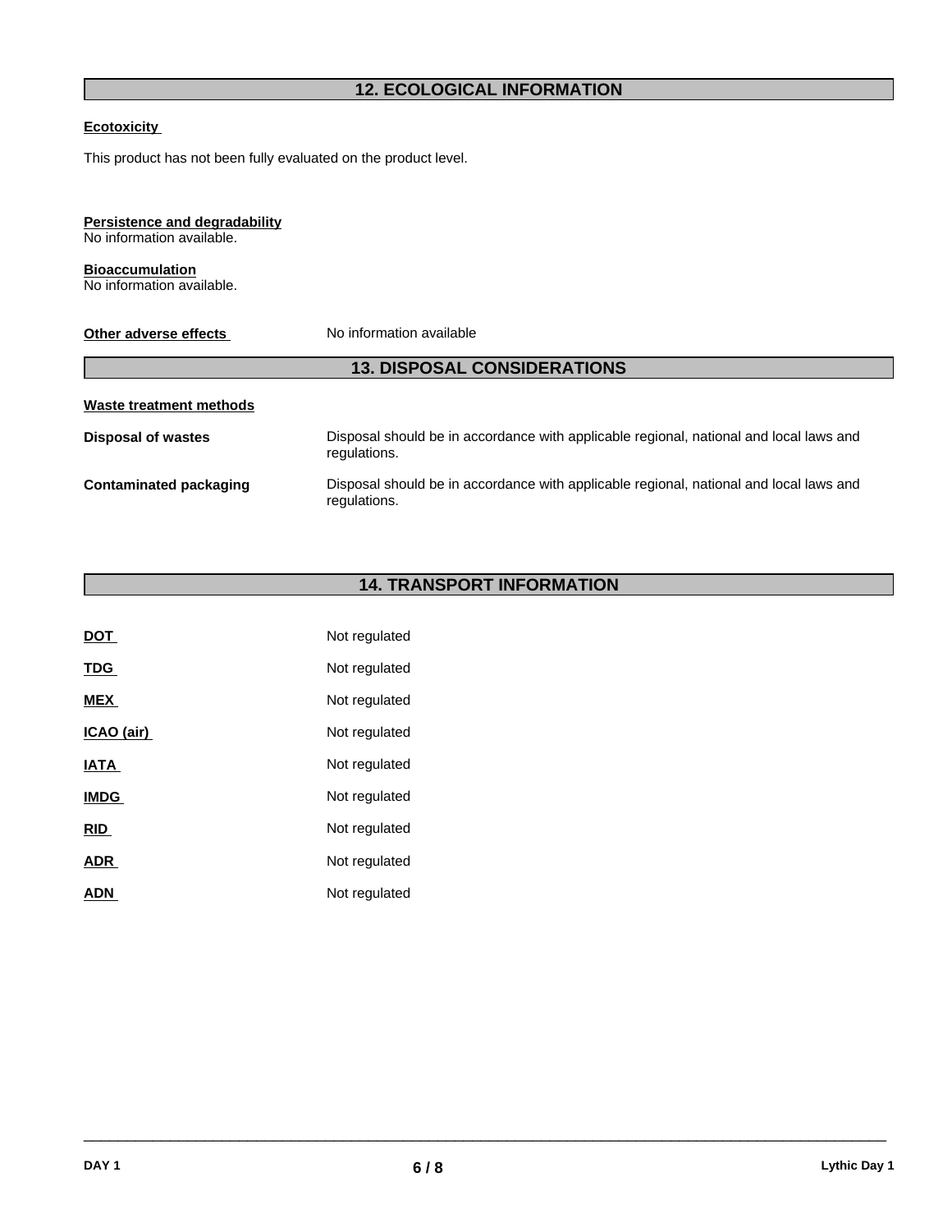## 12. ECOLOGICAL INFORMATION

**Ecotoxicity**

This product has not been fully evaluated on the product level.

**Persistence and degradability**
No information available.

**Bioaccumulation**
No information available.

**Other adverse effects** No information available

## 13. DISPOSAL CONSIDERATIONS

**Waste treatment methods**

| | |
|---|---|
| **Disposal of wastes** | Disposal should be in accordance with applicable regional, national and local laws and regulations. |
| **Contaminated packaging** | Disposal should be in accordance with applicable regional, national and local laws and regulations. |

## 14. TRANSPORT INFORMATION

| | |
|---|---|
| **DOT** | Not regulated |
| **TDG** | Not regulated |
| **MEX** | Not regulated |
| **ICAO (air)** | Not regulated |
| **IATA** | Not regulated |
| **IMDG** | Not regulated |
| **RID** | Not regulated |
| **ADR** | Not regulated |
| **ADN** | Not regulated |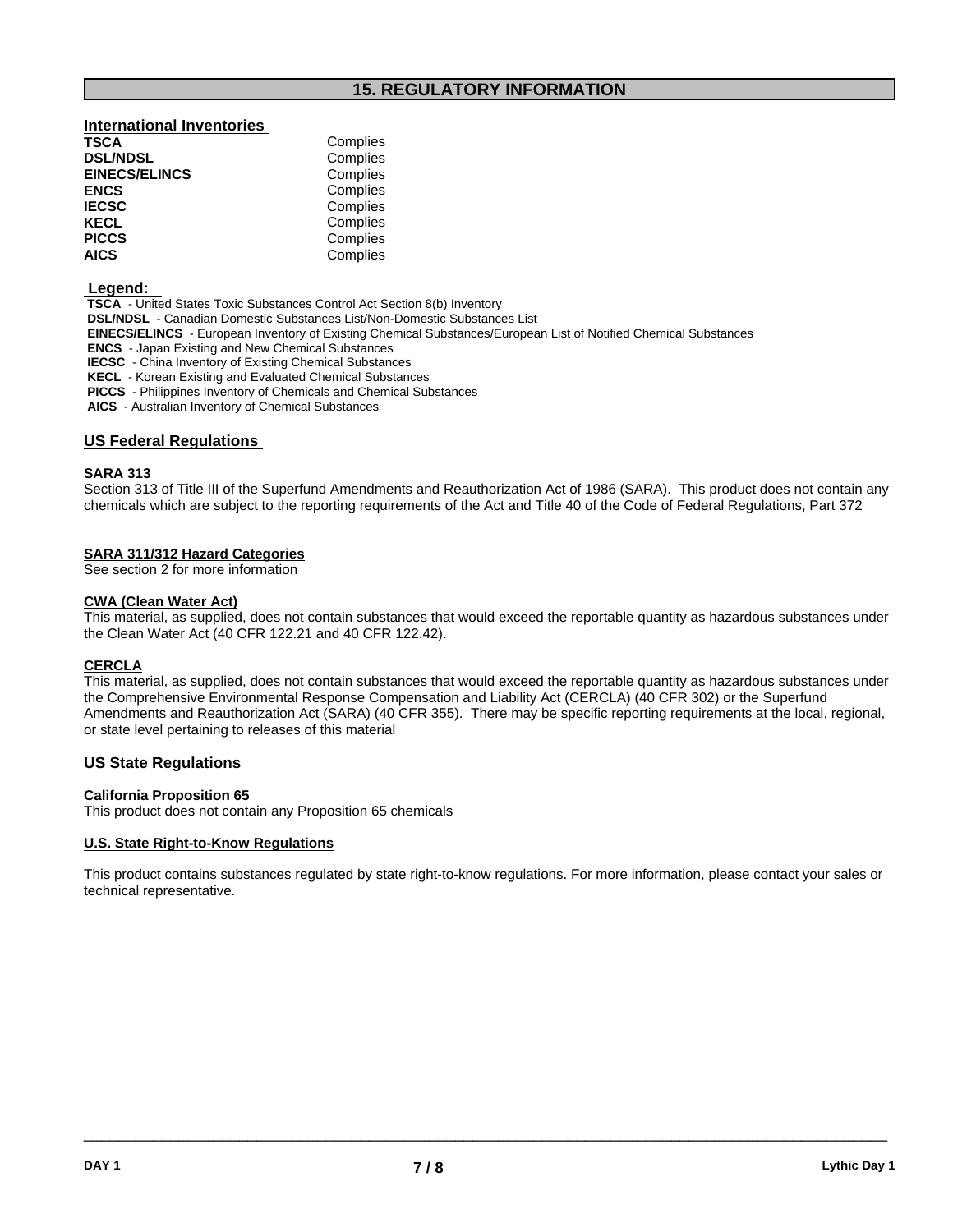## 15. REGULATORY INFORMATION

### International Inventories

| | |
|---|---|
| **TSCA** | Complies |
| **DSL/NDSL** | Complies |
| **EINECS/ELINCS** | Complies |
| **ENCS** | Complies |
| **IECSC** | Complies |
| **KECL** | Complies |
| **PICCS** | Complies |
| **AICS** | Complies |

**Legend:**

**TSCA** - United States Toxic Substances Control Act Section 8(b) Inventory
**DSL/NDSL** - Canadian Domestic Substances List/Non-Domestic Substances List
**EINECS/ELINCS** - European Inventory of Existing Chemical Substances/European List of Notified Chemical Substances
**ENCS** - Japan Existing and New Chemical Substances
**IECSC** - China Inventory of Existing Chemical Substances
**KECL** - Korean Existing and Evaluated Chemical Substances
**PICCS** - Philippines Inventory of Chemicals and Chemical Substances
**AICS** - Australian Inventory of Chemical Substances

### US Federal Regulations

**SARA 313**
Section 313 of Title III of the Superfund Amendments and Reauthorization Act of 1986 (SARA). This product does not contain any chemicals which are subject to the reporting requirements of the Act and Title 40 of the Code of Federal Regulations, Part 372

**SARA 311/312 Hazard Categories**
See section 2 for more information

**CWA (Clean Water Act)**
This material, as supplied, does not contain substances that would exceed the reportable quantity as hazardous substances under the Clean Water Act (40 CFR 122.21 and 40 CFR 122.42).

**CERCLA**
This material, as supplied, does not contain substances that would exceed the reportable quantity as hazardous substances under the Comprehensive Environmental Response Compensation and Liability Act (CERCLA) (40 CFR 302) or the Superfund Amendments and Reauthorization Act (SARA) (40 CFR 355). There may be specific reporting requirements at the local, regional, or state level pertaining to releases of this material

### US State Regulations

**California Proposition 65**
This product does not contain any Proposition 65 chemicals

**U.S. State Right-to-Know Regulations**

This product contains substances regulated by state right-to-know regulations. For more information, please contact your sales or technical representative.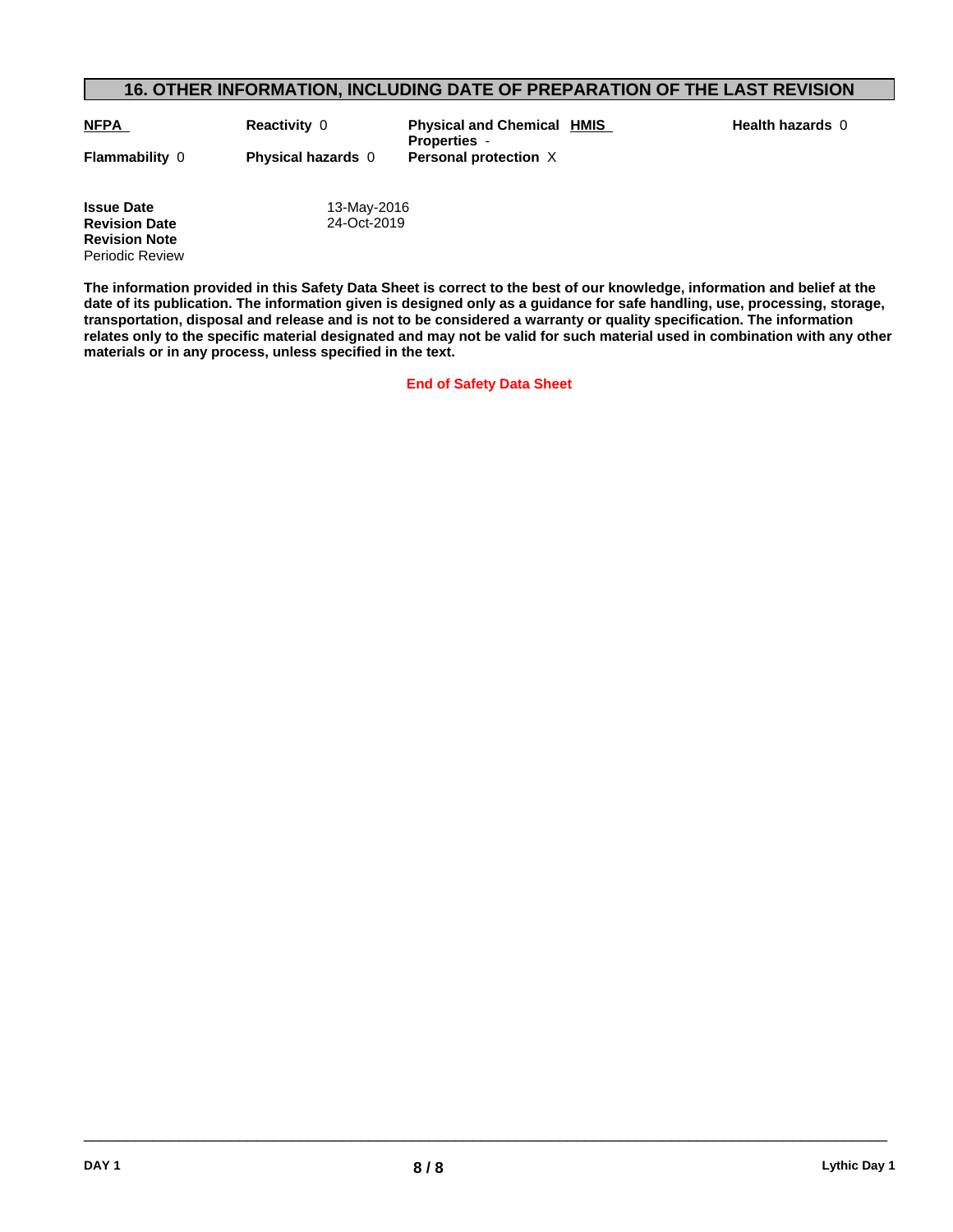## 16. OTHER INFORMATION, INCLUDING DATE OF PREPARATION OF THE LAST REVISION

**NFPA**

**Health hazards** 0

**Flammability** 0

**Reactivity** 0

**Physical and Chemical Properties** -

**HMIS**

**Health hazards** 0

**Physical hazards** 0

**Personal protection** X

**Issue Date** 13-May-2016
**Revision Date** 24-Oct-2019
**Revision Note**
Periodic Review

**The information provided in this Safety Data Sheet is correct to the best of our knowledge, information and belief at the date of its publication. The information given is designed only as a guidance for safe handling, use, processing, storage, transportation, disposal and release and is not to be considered a warranty or quality specification. The information relates only to the specific material designated and may not be valid for such material used in combination with any other materials or in any process, unless specified in the text.**

**End of Safety Data Sheet**